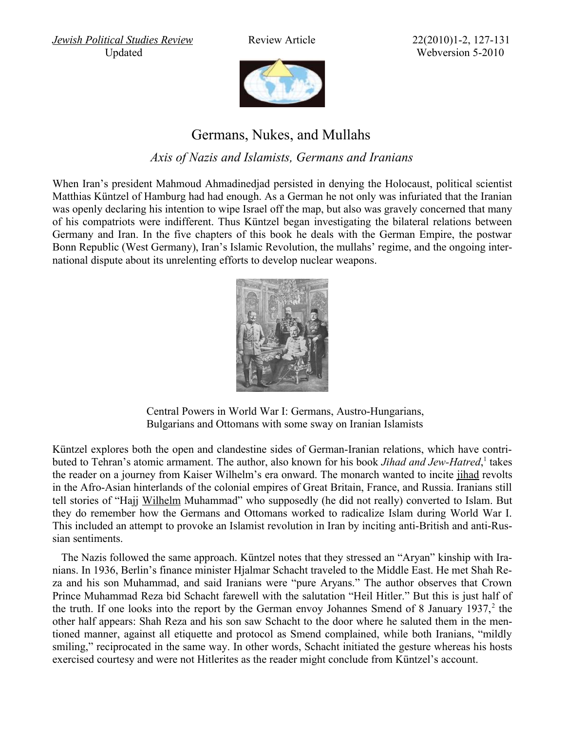# Germans, Nukes, and Mullahs

## *Axis of Nazis and Islamists, Germans and Iranians*

When Iran's president Mahmoud Ahmadinedjad persisted in denying the Holocaust, political scientist Matthias Küntzel of Hamburg had had enough. As a German he not only was infuriated that the Iranian was openly declaring his intention to wipe Israel off the map, but also was gravely concerned that many of his compatriots were indifferent. Thus Küntzel began investigating the bilateral relations between Germany and Iran. In the five chapters of this book he deals with the German Empire, the postwar Bonn Republic (West Germany), Iran's Islamic Revolution, the mullahs' regime, and the ongoing international dispute about its unrelenting efforts to develop nuclear weapons.

Central Powers in World War I: Germans, Austro-Hungarians, Bulgarians and Ottomans with some sway on Iranian Islamists

Küntzel explores both the open and clandestine sides of German-Iranian relations, which have contributed to Tehran's atomic armament. The author, also known for his book *Jihad and Jew-Hatred*,[1] takes the reader on a journey from Kaiser Wilhelm's era onward. The monarch wanted to incite jihad revolts in the Afro-Asian hinterlands of the colonial empires of Great Britain, France, and Russia. Iranians still tell stories of "Hajj Wilhelm Muhammad" who supposedly (he did not really) converted to Islam. But they do remember how the Germans and Ottomans worked to radicalize Islam during World War I. This included an attempt to provoke an Islamist revolution in Iran by inciting anti-British and anti-Russian sentiments.

The Nazis followed the same approach. Küntzel notes that they stressed an "Aryan" kinship with Iranians. In 1936, Berlin's finance minister Hjalmar Schacht traveled to the Middle East. He met Shah Reza and his son Muhammad, and said Iranians were "pure Aryans." The author observes that Crown Prince Muhammad Reza bid Schacht farewell with the salutation "Heil Hitler." But this is just half of the truth. If one looks into the report by the German envoy Johannes Smend of 8 January 1937,[2] the other half appears: Shah Reza and his son saw Schacht to the door where he saluted them in the mentioned manner, against all etiquette and protocol as Smend complained, while both Iranians, "mildly smiling," reciprocated in the same way. In other words, Schacht initiated the gesture whereas his hosts exercised courtesy and were not Hitlerites as the reader might conclude from Küntzel's account.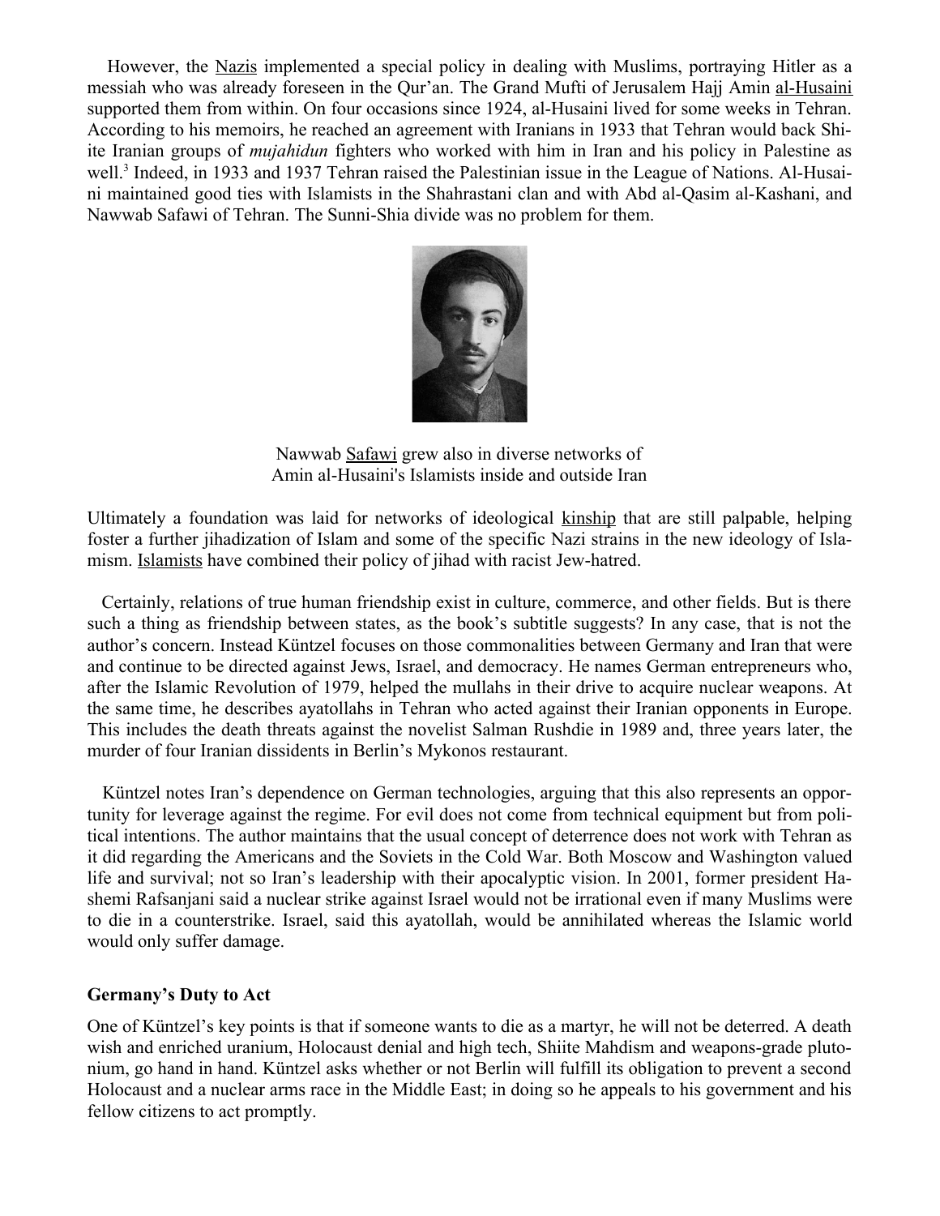However, the Nazis implemented a special policy in dealing with Muslims, portraying Hitler as a messiah who was already foreseen in the Qur'an. The Grand Mufti of Jerusalem Hajj Amin al-Husaini supported them from within. On four occasions since 1924, al-Husaini lived for some weeks in Tehran. According to his memoirs, he reached an agreement with Iranians in 1933 that Tehran would back Shiite Iranian groups of *mujahidun* fighters who worked with him in Iran and his policy in Palestine as well.[3] Indeed, in 1933 and 1937 Tehran raised the Palestinian issue in the League of Nations. Al-Husaini maintained good ties with Islamists in the Shahrastani clan and with Abd al-Qasim al-Kashani, and Nawwab Safawi of Tehran. The Sunni-Shia divide was no problem for them.

Nawwab Safawi grew also in diverse networks of Amin al-Husaini's Islamists inside and outside Iran

Ultimately a foundation was laid for networks of ideological kinship that are still palpable, helping foster a further jihadization of Islam and some of the specific Nazi strains in the new ideology of Islamism. Islamists have combined their policy of jihad with racist Jew-hatred.

Certainly, relations of true human friendship exist in culture, commerce, and other fields. But is there such a thing as friendship between states, as the book's subtitle suggests? In any case, that is not the author's concern. Instead Küntzel focuses on those commonalities between Germany and Iran that were and continue to be directed against Jews, Israel, and democracy. He names German entrepreneurs who, after the Islamic Revolution of 1979, helped the mullahs in their drive to acquire nuclear weapons. At the same time, he describes ayatollahs in Tehran who acted against their Iranian opponents in Europe. This includes the death threats against the novelist Salman Rushdie in 1989 and, three years later, the murder of four Iranian dissidents in Berlin's Mykonos restaurant.

Küntzel notes Iran's dependence on German technologies, arguing that this also represents an opportunity for leverage against the regime. For evil does not come from technical equipment but from political intentions. The author maintains that the usual concept of deterrence does not work with Tehran as it did regarding the Americans and the Soviets in the Cold War. Both Moscow and Washington valued life and survival; not so Iran's leadership with their apocalyptic vision. In 2001, former president Hashemi Rafsanjani said a nuclear strike against Israel would not be irrational even if many Muslims were to die in a counterstrike. Israel, said this ayatollah, would be annihilated whereas the Islamic world would only suffer damage.

**Germany's Duty to Act**

One of Küntzel's key points is that if someone wants to die as a martyr, he will not be deterred. A death wish and enriched uranium, Holocaust denial and high tech, Shiite Mahdism and weapons-grade plutonium, go hand in hand. Küntzel asks whether or not Berlin will fulfill its obligation to prevent a second Holocaust and a nuclear arms race in the Middle East; in doing so he appeals to his government and his fellow citizens to act promptly.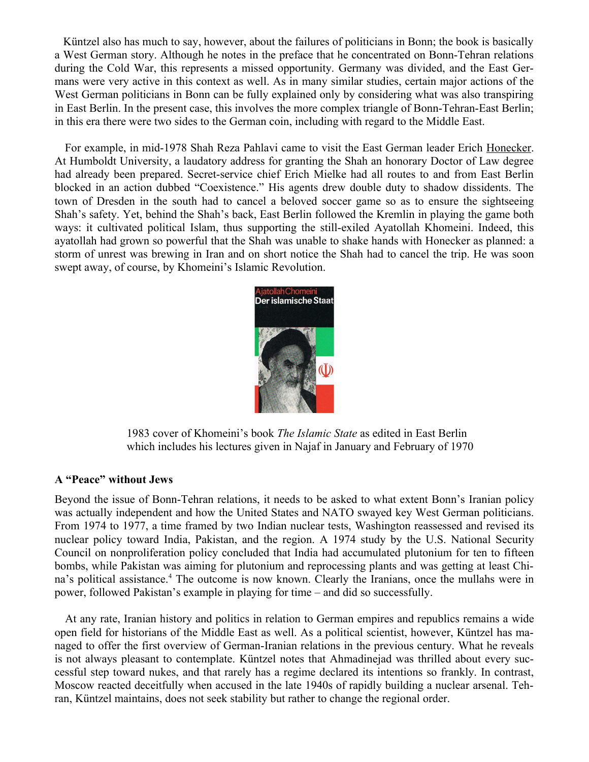Küntzel also has much to say, however, about the failures of politicians in Bonn; the book is basically a West German story. Although he notes in the preface that he concentrated on Bonn-Tehran relations during the Cold War, this represents a missed opportunity. Germany was divided, and the East Germans were very active in this context as well. As in many similar studies, certain major actions of the West German politicians in Bonn can be fully explained only by considering what was also transpiring in East Berlin. In the present case, this involves the more complex triangle of Bonn-Tehran-East Berlin; in this era there were two sides to the German coin, including with regard to the Middle East.

For example, in mid-1978 Shah Reza Pahlavi came to visit the East German leader Erich Honecker. At Humboldt University, a laudatory address for granting the Shah an honorary Doctor of Law degree had already been prepared. Secret-service chief Erich Mielke had all routes to and from East Berlin blocked in an action dubbed "Coexistence." His agents drew double duty to shadow dissidents. The town of Dresden in the south had to cancel a beloved soccer game so as to ensure the sightseeing Shah's safety. Yet, behind the Shah's back, East Berlin followed the Kremlin in playing the game both ways: it cultivated political Islam, thus supporting the still-exiled Ayatollah Khomeini. Indeed, this ayatollah had grown so powerful that the Shah was unable to shake hands with Honecker as planned: a storm of unrest was brewing in Iran and on short notice the Shah had to cancel the trip. He was soon swept away, of course, by Khomeini's Islamic Revolution.

1983 cover of Khomeini's book *The Islamic State* as edited in East Berlin which includes his lectures given in Najaf in January and February of 1970

**A "Peace" without Jews**

Beyond the issue of Bonn-Tehran relations, it needs to be asked to what extent Bonn's Iranian policy was actually independent and how the United States and NATO swayed key West German politicians. From 1974 to 1977, a time framed by two Indian nuclear tests, Washington reassessed and revised its nuclear policy toward India, Pakistan, and the region. A 1974 study by the U.S. National Security Council on nonproliferation policy concluded that India had accumulated plutonium for ten to fifteen bombs, while Pakistan was aiming for plutonium and reprocessing plants and was getting at least China's political assistance.[4] The outcome is now known. Clearly the Iranians, once the mullahs were in power, followed Pakistan's example in playing for time – and did so successfully.

At any rate, Iranian history and politics in relation to German empires and republics remains a wide open field for historians of the Middle East as well. As a political scientist, however, Küntzel has managed to offer the first overview of German-Iranian relations in the previous century. What he reveals is not always pleasant to contemplate. Küntzel notes that Ahmadinejad was thrilled about every successful step toward nukes, and that rarely has a regime declared its intentions so frankly. In contrast, Moscow reacted deceitfully when accused in the late 1940s of rapidly building a nuclear arsenal. Tehran, Küntzel maintains, does not seek stability but rather to change the regional order.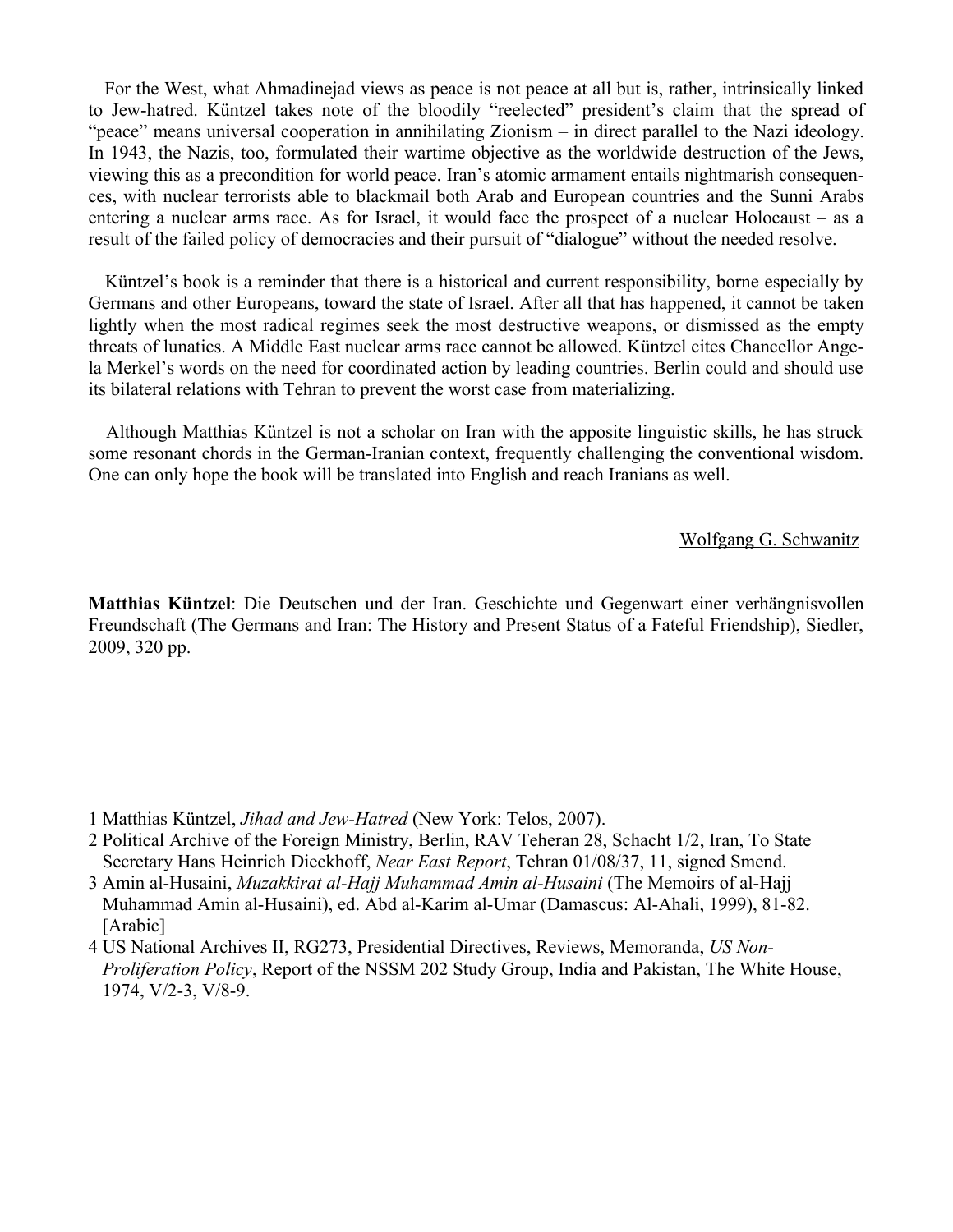For the West, what Ahmadinejad views as peace is not peace at all but is, rather, intrinsically linked to Jew-hatred. Küntzel takes note of the bloodily "reelected" president's claim that the spread of "peace" means universal cooperation in annihilating Zionism – in direct parallel to the Nazi ideology. In 1943, the Nazis, too, formulated their wartime objective as the worldwide destruction of the Jews, viewing this as a precondition for world peace. Iran's atomic armament entails nightmarish consequences, with nuclear terrorists able to blackmail both Arab and European countries and the Sunni Arabs entering a nuclear arms race. As for Israel, it would face the prospect of a nuclear Holocaust – as a result of the failed policy of democracies and their pursuit of "dialogue" without the needed resolve.

Küntzel's book is a reminder that there is a historical and current responsibility, borne especially by Germans and other Europeans, toward the state of Israel. After all that has happened, it cannot be taken lightly when the most radical regimes seek the most destructive weapons, or dismissed as the empty threats of lunatics. A Middle East nuclear arms race cannot be allowed. Küntzel cites Chancellor Angela Merkel's words on the need for coordinated action by leading countries. Berlin could and should use its bilateral relations with Tehran to prevent the worst case from materializing.

Although Matthias Küntzel is not a scholar on Iran with the apposite linguistic skills, he has struck some resonant chords in the German-Iranian context, frequently challenging the conventional wisdom. One can only hope the book will be translated into English and reach Iranians as well.

Wolfgang G. Schwanitz

**Matthias Küntzel**: Die Deutschen und der Iran. Geschichte und Gegenwart einer verhängnisvollen Freundschaft (The Germans and Iran: The History and Present Status of a Fateful Friendship), Siedler, 2009, 320 pp.

1 Matthias Küntzel, *Jihad and Jew-Hatred* (New York: Telos, 2007).

2 Political Archive of the Foreign Ministry, Berlin, RAV Teheran 28, Schacht 1/2, Iran, To State Secretary Hans Heinrich Dieckhoff, *Near East Report*, Tehran 01/08/37, 11, signed Smend.

3 Amin al-Husaini, *Muzakkirat al-Hajj Muhammad Amin al-Husaini* (The Memoirs of al-Hajj Muhammad Amin al-Husaini), ed. Abd al-Karim al-Umar (Damascus: Al-Ahali, 1999), 81-82. [Arabic]

4 US National Archives II, RG273, Presidential Directives, Reviews, Memoranda, *US Non-Proliferation Policy*, Report of the NSSM 202 Study Group, India and Pakistan, The White House, 1974, V/2-3, V/8-9.